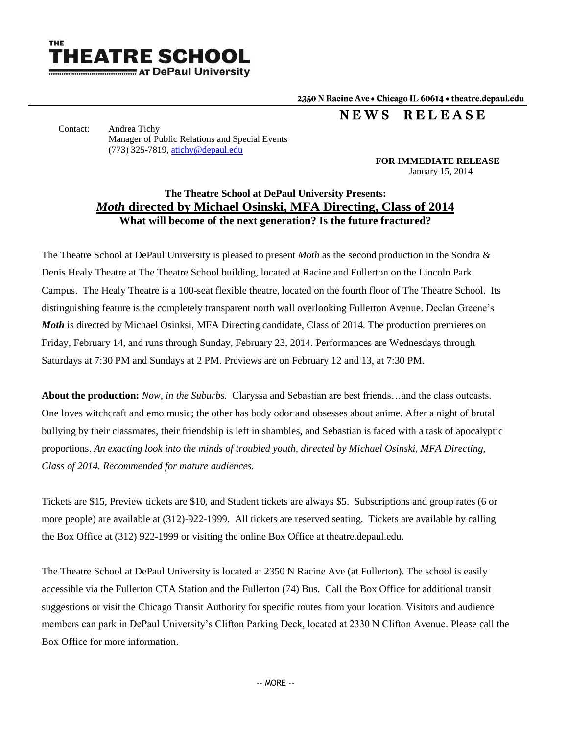**THE THEATRE SCHOOL AT DePaul University**

2350 N Racine Ave • Chicago IL 60614 • theatre.depaul.edu

# NEWS RELEASE

Contact: Andrea Tichy
Manager of Public Relations and Special Events
(773) 325-7819, atichy@depaul.edu

**FOR IMMEDIATE RELEASE**
January 15, 2014

## The Theatre School at DePaul University Presents:
## *Moth* directed by Michael Osinski, MFA Directing, Class of 2014
### What will become of the next generation? Is the future fractured?

The Theatre School at DePaul University is pleased to present *Moth* as the second production in the Sondra & Denis Healy Theatre at The Theatre School building, located at Racine and Fullerton on the Lincoln Park Campus. The Healy Theatre is a 100-seat flexible theatre, located on the fourth floor of The Theatre School. Its distinguishing feature is the completely transparent north wall overlooking Fullerton Avenue. Declan Greene's ***Moth*** is directed by Michael Osinksi, MFA Directing candidate, Class of 2014. The production premieres on Friday, February 14, and runs through Sunday, February 23, 2014. Performances are Wednesdays through Saturdays at 7:30 PM and Sundays at 2 PM. Previews are on February 12 and 13, at 7:30 PM.

**About the production:** *Now, in the Suburbs.* Claryssa and Sebastian are best friends…and the class outcasts. One loves witchcraft and emo music; the other has body odor and obsesses about anime. After a night of brutal bullying by their classmates, their friendship is left in shambles, and Sebastian is faced with a task of apocalyptic proportions. *An exacting look into the minds of troubled youth, directed by Michael Osinski, MFA Directing, Class of 2014. Recommended for mature audiences.*

Tickets are $15, Preview tickets are $10, and Student tickets are always $5. Subscriptions and group rates (6 or more people) are available at (312)-922-1999. All tickets are reserved seating. Tickets are available by calling the Box Office at (312) 922-1999 or visiting the online Box Office at theatre.depaul.edu.

The Theatre School at DePaul University is located at 2350 N Racine Ave (at Fullerton). The school is easily accessible via the Fullerton CTA Station and the Fullerton (74) Bus. Call the Box Office for additional transit suggestions or visit the Chicago Transit Authority for specific routes from your location. Visitors and audience members can park in DePaul University's Clifton Parking Deck, located at 2330 N Clifton Avenue. Please call the Box Office for more information.

-- MORE --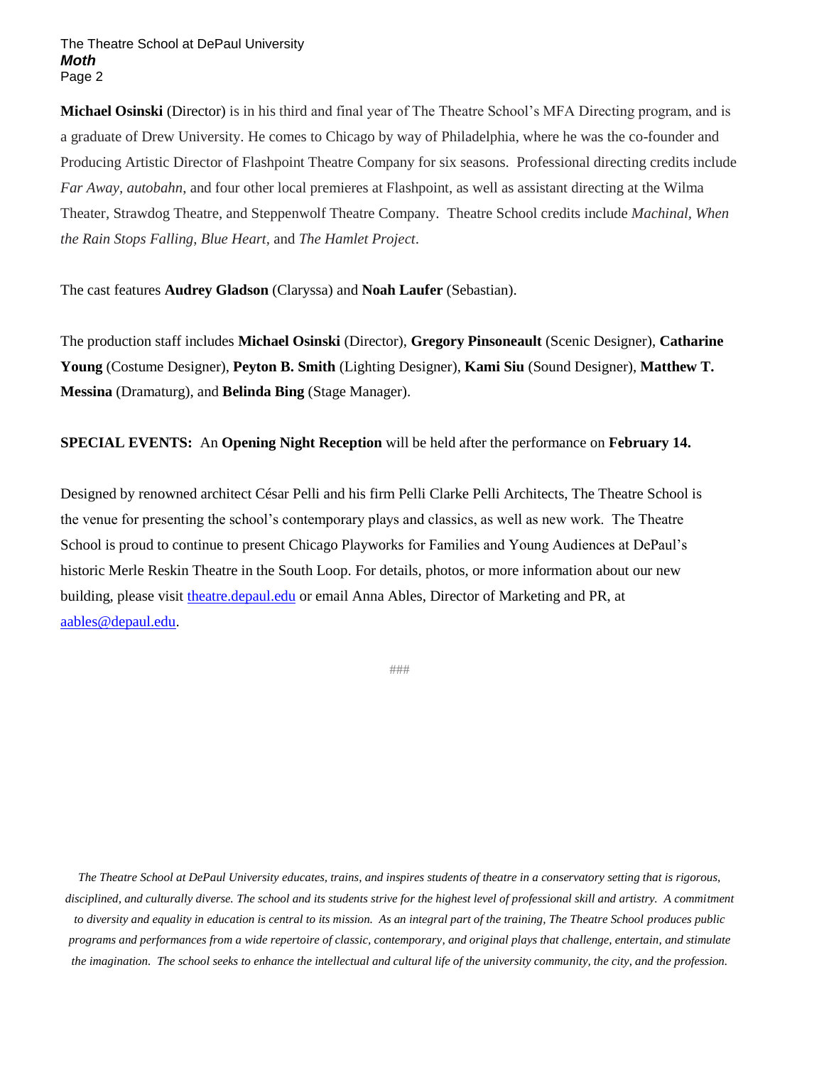**Michael Osinski** (Director) is in his third and final year of The Theatre School's MFA Directing program, and is a graduate of Drew University. He comes to Chicago by way of Philadelphia, where he was the co-founder and Producing Artistic Director of Flashpoint Theatre Company for six seasons. Professional directing credits include *Far Away*, *autobahn*, and four other local premieres at Flashpoint, as well as assistant directing at the Wilma Theater, Strawdog Theatre, and Steppenwolf Theatre Company. Theatre School credits include *Machinal*, *When the Rain Stops Falling*, *Blue Heart*, and *The Hamlet Project*.

The cast features **Audrey Gladson** (Claryssa) and **Noah Laufer** (Sebastian).

The production staff includes **Michael Osinski** (Director), **Gregory Pinsoneault** (Scenic Designer), **Catharine Young** (Costume Designer), **Peyton B. Smith** (Lighting Designer), **Kami Siu** (Sound Designer), **Matthew T. Messina** (Dramaturg), and **Belinda Bing** (Stage Manager).

**SPECIAL EVENTS:** An **Opening Night Reception** will be held after the performance on **February 14.**

Designed by renowned architect César Pelli and his firm Pelli Clarke Pelli Architects, The Theatre School is the venue for presenting the school's contemporary plays and classics, as well as new work. The Theatre School is proud to continue to present Chicago Playworks for Families and Young Audiences at DePaul's historic Merle Reskin Theatre in the South Loop. For details, photos, or more information about our new building, please visit theatre.depaul.edu or email Anna Ables, Director of Marketing and PR, at aables@depaul.edu.

###

*The Theatre School at DePaul University educates, trains, and inspires students of theatre in a conservatory setting that is rigorous, disciplined, and culturally diverse. The school and its students strive for the highest level of professional skill and artistry. A commitment to diversity and equality in education is central to its mission. As an integral part of the training, The Theatre School produces public programs and performances from a wide repertoire of classic, contemporary, and original plays that challenge, entertain, and stimulate the imagination. The school seeks to enhance the intellectual and cultural life of the university community, the city, and the profession.*